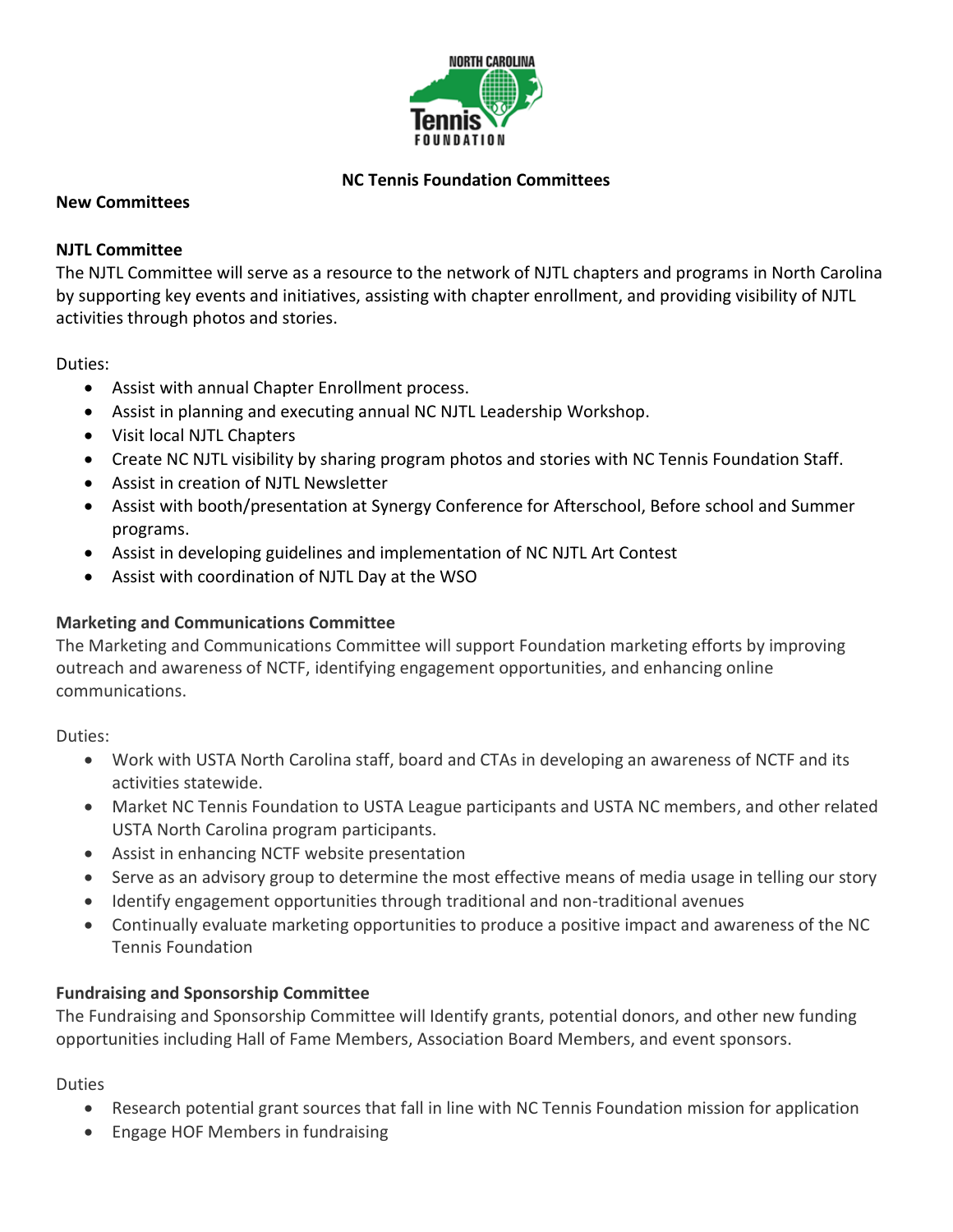# NC Tennis Foundation Committees

## New Committees

### NJTL Committee

The NJTL Committee will serve as a resource to the network of NJTL chapters and programs in North Carolina by supporting key events and initiatives, assisting with chapter enrollment, and providing visibility of NJTL activities through photos and stories.

Duties:

- Assist with annual Chapter Enrollment process.
- Assist in planning and executing annual NC NJTL Leadership Workshop.
- Visit local NJTL Chapters
- Create NC NJTL visibility by sharing program photos and stories with NC Tennis Foundation Staff.
- Assist in creation of NJTL Newsletter
- Assist with booth/presentation at Synergy Conference for Afterschool, Before school and Summer programs.
- Assist in developing guidelines and implementation of NC NJTL Art Contest
- Assist with coordination of NJTL Day at the WSO

### Marketing and Communications Committee

The Marketing and Communications Committee will support Foundation marketing efforts by improving outreach and awareness of NCTF, identifying engagement opportunities, and enhancing online communications.

Duties:

- Work with USTA North Carolina staff, board and CTAs in developing an awareness of NCTF and its activities statewide.
- Market NC Tennis Foundation to USTA League participants and USTA NC members, and other related USTA North Carolina program participants.
- Assist in enhancing NCTF website presentation
- Serve as an advisory group to determine the most effective means of media usage in telling our story
- Identify engagement opportunities through traditional and non-traditional avenues
- Continually evaluate marketing opportunities to produce a positive impact and awareness of the NC Tennis Foundation

### Fundraising and Sponsorship Committee

The Fundraising and Sponsorship Committee will Identify grants, potential donors, and other new funding opportunities including Hall of Fame Members, Association Board Members, and event sponsors.

Duties

- Research potential grant sources that fall in line with NC Tennis Foundation mission for application
- Engage HOF Members in fundraising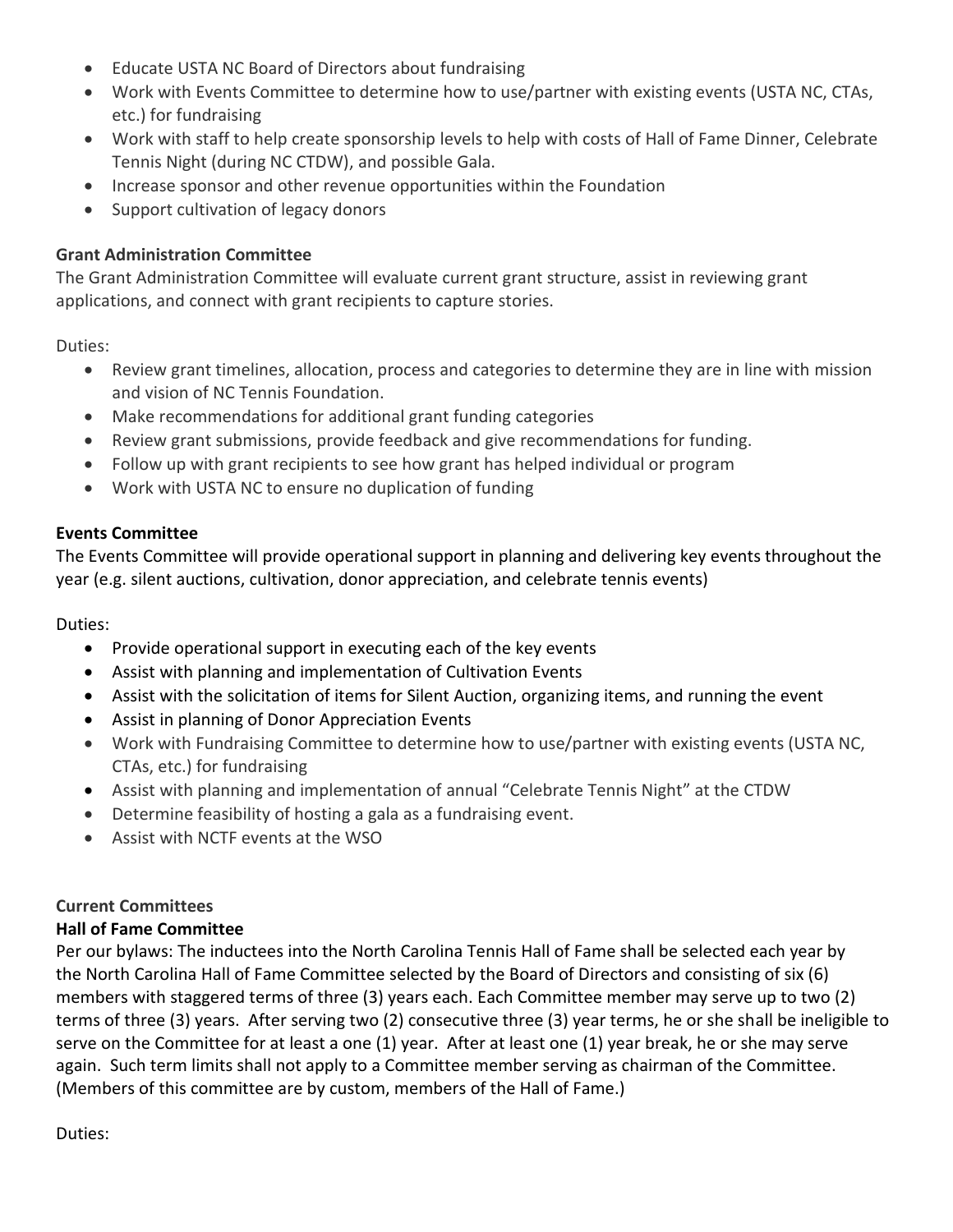- Educate USTA NC Board of Directors about fundraising
- Work with Events Committee to determine how to use/partner with existing events (USTA NC, CTAs, etc.) for fundraising
- Work with staff to help create sponsorship levels to help with costs of Hall of Fame Dinner, Celebrate Tennis Night (during NC CTDW), and possible Gala.
- Increase sponsor and other revenue opportunities within the Foundation
- Support cultivation of legacy donors

**Grant Administration Committee**

The Grant Administration Committee will evaluate current grant structure, assist in reviewing grant applications, and connect with grant recipients to capture stories.

Duties:

- Review grant timelines, allocation, process and categories to determine they are in line with mission and vision of NC Tennis Foundation.
- Make recommendations for additional grant funding categories
- Review grant submissions, provide feedback and give recommendations for funding.
- Follow up with grant recipients to see how grant has helped individual or program
- Work with USTA NC to ensure no duplication of funding

**Events Committee**

The Events Committee will provide operational support in planning and delivering key events throughout the year (e.g. silent auctions, cultivation, donor appreciation, and celebrate tennis events)

Duties:

- Provide operational support in executing each of the key events
- Assist with planning and implementation of Cultivation Events
- Assist with the solicitation of items for Silent Auction, organizing items, and running the event
- Assist in planning of Donor Appreciation Events
- Work with Fundraising Committee to determine how to use/partner with existing events (USTA NC, CTAs, etc.) for fundraising
- Assist with planning and implementation of annual "Celebrate Tennis Night" at the CTDW
- Determine feasibility of hosting a gala as a fundraising event.
- Assist with NCTF events at the WSO

**Current Committees**

**Hall of Fame Committee**

Per our bylaws: The inductees into the North Carolina Tennis Hall of Fame shall be selected each year by the North Carolina Hall of Fame Committee selected by the Board of Directors and consisting of six (6) members with staggered terms of three (3) years each. Each Committee member may serve up to two (2) terms of three (3) years. After serving two (2) consecutive three (3) year terms, he or she shall be ineligible to serve on the Committee for at least a one (1) year. After at least one (1) year break, he or she may serve again. Such term limits shall not apply to a Committee member serving as chairman of the Committee. (Members of this committee are by custom, members of the Hall of Fame.)

Duties: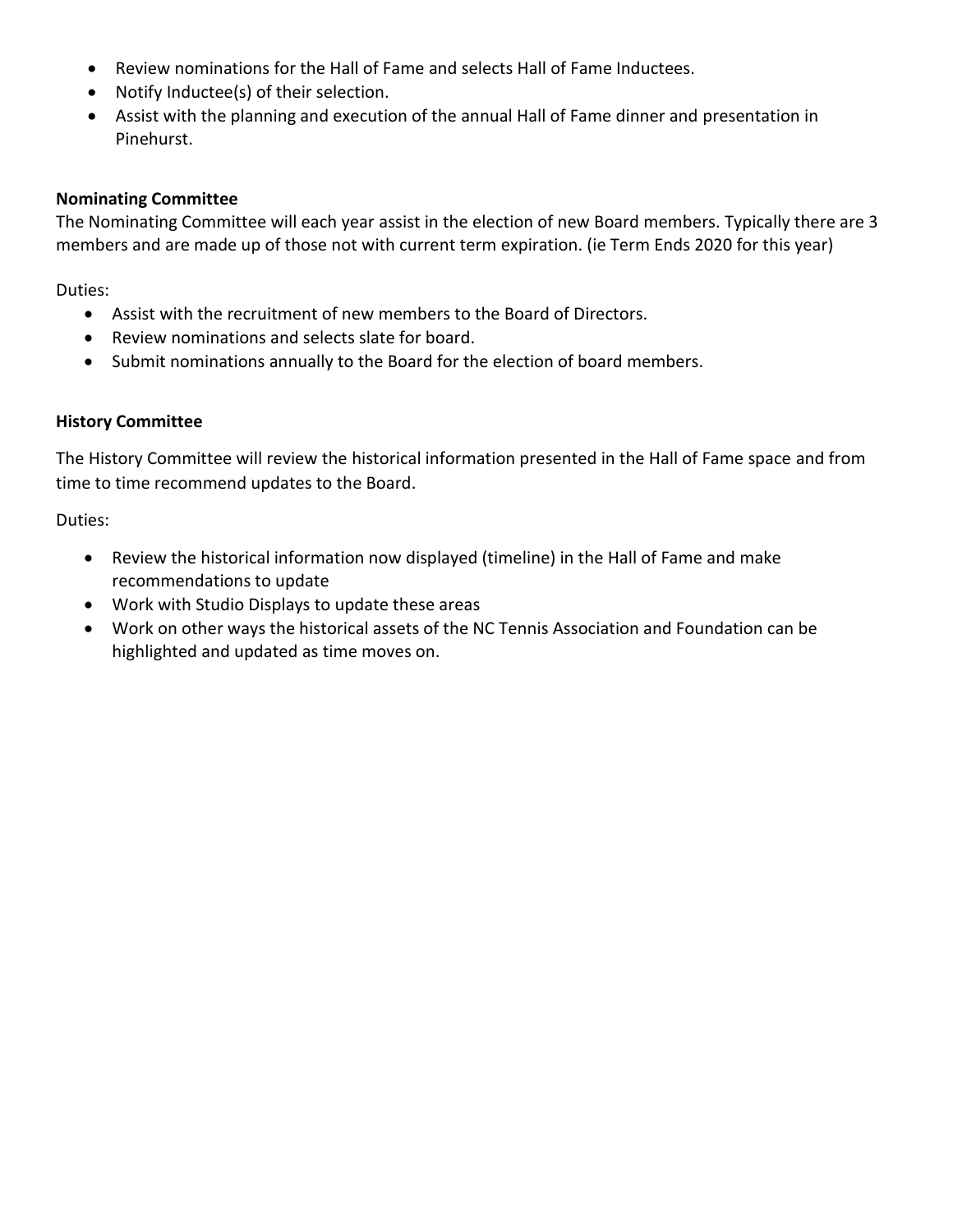- Review nominations for the Hall of Fame and selects Hall of Fame Inductees.
- Notify Inductee(s) of their selection.
- Assist with the planning and execution of the annual Hall of Fame dinner and presentation in Pinehurst.

**Nominating Committee**

The Nominating Committee will each year assist in the election of new Board members. Typically there are 3 members and are made up of those not with current term expiration. (ie Term Ends 2020 for this year)

Duties:

- Assist with the recruitment of new members to the Board of Directors.
- Review nominations and selects slate for board.
- Submit nominations annually to the Board for the election of board members.

**History Committee**

The History Committee will review the historical information presented in the Hall of Fame space and from time to time recommend updates to the Board.

Duties:

- Review the historical information now displayed (timeline) in the Hall of Fame and make recommendations to update
- Work with Studio Displays to update these areas
- Work on other ways the historical assets of the NC Tennis Association and Foundation can be highlighted and updated as time moves on.